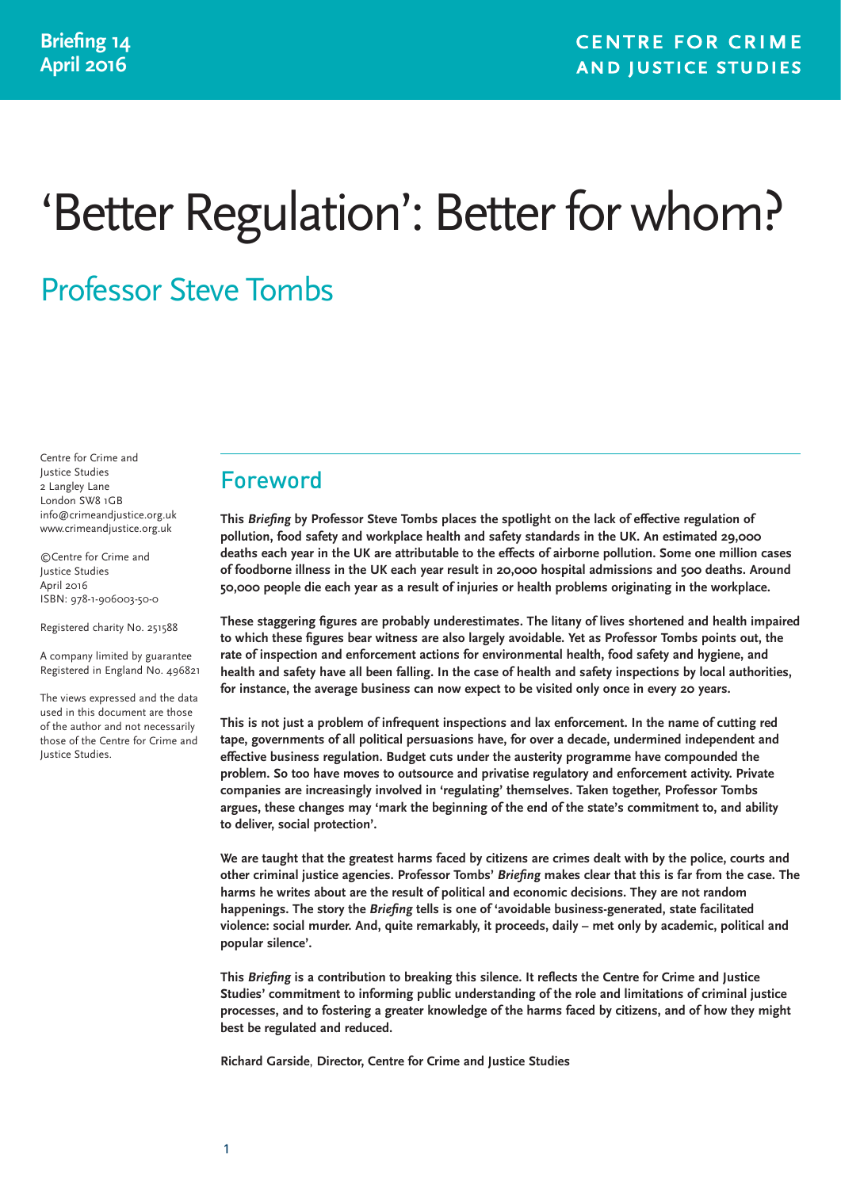Briefing 14
April 2016

CENTRE FOR CRIME AND JUSTICE STUDIES

# 'Better Regulation': Better for whom?

## Professor Steve Tombs

Centre for Crime and Justice Studies
2 Langley Lane
London SW8 1GB
info@crimeandjustice.org.uk
www.crimeandjustice.org.uk

©Centre for Crime and Justice Studies
April 2016
ISBN: 978-1-906003-50-0

Registered charity No. 251588

A company limited by guarantee
Registered in England No. 496821

The views expressed and the data used in this document are those of the author and not necessarily those of the Centre for Crime and Justice Studies.

## Foreword

**This *Briefing* by Professor Steve Tombs places the spotlight on the lack of effective regulation of pollution, food safety and workplace health and safety standards in the UK. An estimated 29,000 deaths each year in the UK are attributable to the effects of airborne pollution. Some one million cases of foodborne illness in the UK each year result in 20,000 hospital admissions and 500 deaths. Around 50,000 people die each year as a result of injuries or health problems originating in the workplace.**

**These staggering figures are probably underestimates. The litany of lives shortened and health impaired to which these figures bear witness are also largely avoidable. Yet as Professor Tombs points out, the rate of inspection and enforcement actions for environmental health, food safety and hygiene, and health and safety have all been falling. In the case of health and safety inspections by local authorities, for instance, the average business can now expect to be visited only once in every 20 years.**

**This is not just a problem of infrequent inspections and lax enforcement. In the name of cutting red tape, governments of all political persuasions have, for over a decade, undermined independent and effective business regulation. Budget cuts under the austerity programme have compounded the problem. So too have moves to outsource and privatise regulatory and enforcement activity. Private companies are increasingly involved in 'regulating' themselves. Taken together, Professor Tombs argues, these changes may 'mark the beginning of the end of the state's commitment to, and ability to deliver, social protection'.**

**We are taught that the greatest harms faced by citizens are crimes dealt with by the police, courts and other criminal justice agencies. Professor Tombs' *Briefing* makes clear that this is far from the case. The harms he writes about are the result of political and economic decisions. They are not random happenings. The story the *Briefing* tells is one of 'avoidable business-generated, state facilitated violence: social murder. And, quite remarkably, it proceeds, daily – met only by academic, political and popular silence'.**

**This *Briefing* is a contribution to breaking this silence. It reflects the Centre for Crime and Justice Studies' commitment to informing public understanding of the role and limitations of criminal justice processes, and to fostering a greater knowledge of the harms faced by citizens, and of how they might best be regulated and reduced.**

**Richard Garside, Director, Centre for Crime and Justice Studies**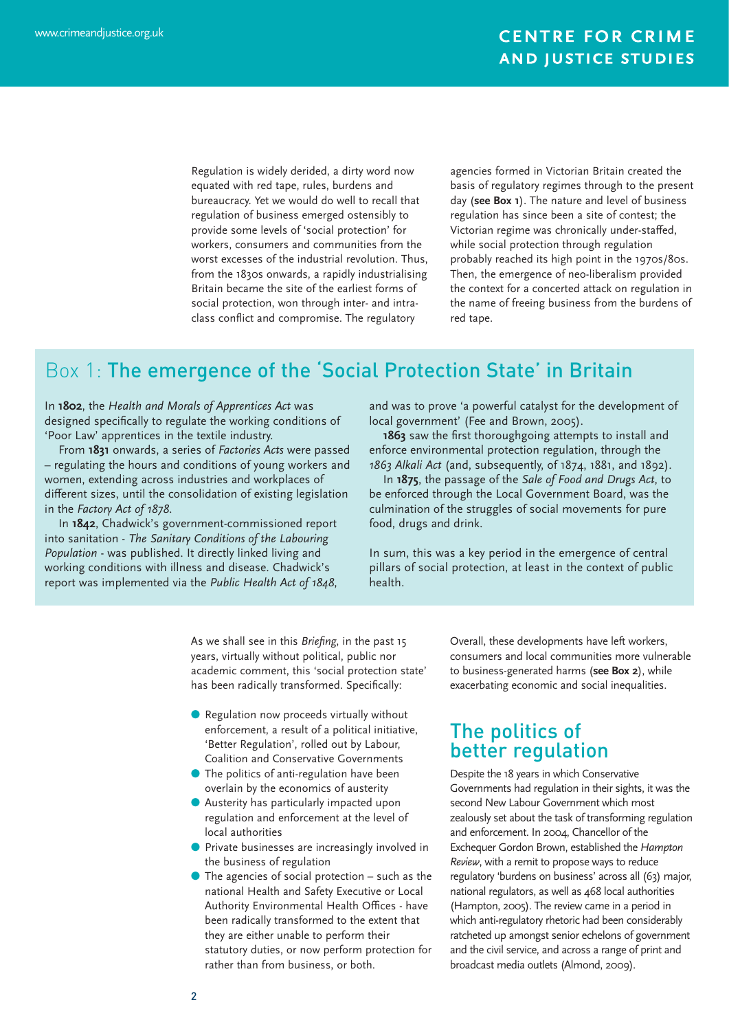Regulation is widely derided, a dirty word now equated with red tape, rules, burdens and bureaucracy. Yet we would do well to recall that regulation of business emerged ostensibly to provide some levels of 'social protection' for workers, consumers and communities from the worst excesses of the industrial revolution. Thus, from the 1830s onwards, a rapidly industrialising Britain became the site of the earliest forms of social protection, won through inter- and intra-class conflict and compromise. The regulatory agencies formed in Victorian Britain created the basis of regulatory regimes through to the present day (**see Box 1**). The nature and level of business regulation has since been a site of contest; the Victorian regime was chronically under-staffed, while social protection through regulation probably reached its high point in the 1970s/80s. Then, the emergence of neo-liberalism provided the context for a concerted attack on regulation in the name of freeing business from the burdens of red tape.

## Box 1: The emergence of the 'Social Protection State' in Britain

In **1802**, the *Health and Morals of Apprentices Act* was designed specifically to regulate the working conditions of 'Poor Law' apprentices in the textile industry.

From **1831** onwards, a series of *Factories Acts* were passed – regulating the hours and conditions of young workers and women, extending across industries and workplaces of different sizes, until the consolidation of existing legislation in the *Factory Act of 1878*.

In **1842**, Chadwick's government-commissioned report into sanitation - *The Sanitary Conditions of the Labouring Population* - was published. It directly linked living and working conditions with illness and disease. Chadwick's report was implemented via the *Public Health Act of 1848*, and was to prove 'a powerful catalyst for the development of local government' (Fee and Brown, 2005).

**1863** saw the first thoroughgoing attempts to install and enforce environmental protection regulation, through the *1863 Alkali Act* (and, subsequently, of 1874, 1881, and 1892).

In **1875**, the passage of the *Sale of Food and Drugs Act*, to be enforced through the Local Government Board, was the culmination of the struggles of social movements for pure food, drugs and drink.

In sum, this was a key period in the emergence of central pillars of social protection, at least in the context of public health.

As we shall see in this *Briefing*, in the past 15 years, virtually without political, public nor academic comment, this 'social protection state' has been radically transformed. Specifically:

- Regulation now proceeds virtually without enforcement, a result of a political initiative, 'Better Regulation', rolled out by Labour, Coalition and Conservative Governments
- The politics of anti-regulation have been overlain by the economics of austerity
- Austerity has particularly impacted upon regulation and enforcement at the level of local authorities
- Private businesses are increasingly involved in the business of regulation
- The agencies of social protection – such as the national Health and Safety Executive or Local Authority Environmental Health Offices - have been radically transformed to the extent that they are either unable to perform their statutory duties, or now perform protection for rather than from business, or both.

Overall, these developments have left workers, consumers and local communities more vulnerable to business-generated harms (**see Box 2**), while exacerbating economic and social inequalities.

## The politics of better regulation

Despite the 18 years in which Conservative Governments had regulation in their sights, it was the second New Labour Government which most zealously set about the task of transforming regulation and enforcement. In 2004, Chancellor of the Exchequer Gordon Brown, established the *Hampton Review*, with a remit to propose ways to reduce regulatory 'burdens on business' across all (63) major, national regulators, as well as 468 local authorities (Hampton, 2005). The review came in a period in which anti-regulatory rhetoric had been considerably ratcheted up amongst senior echelons of government and the civil service, and across a range of print and broadcast media outlets (Almond, 2009).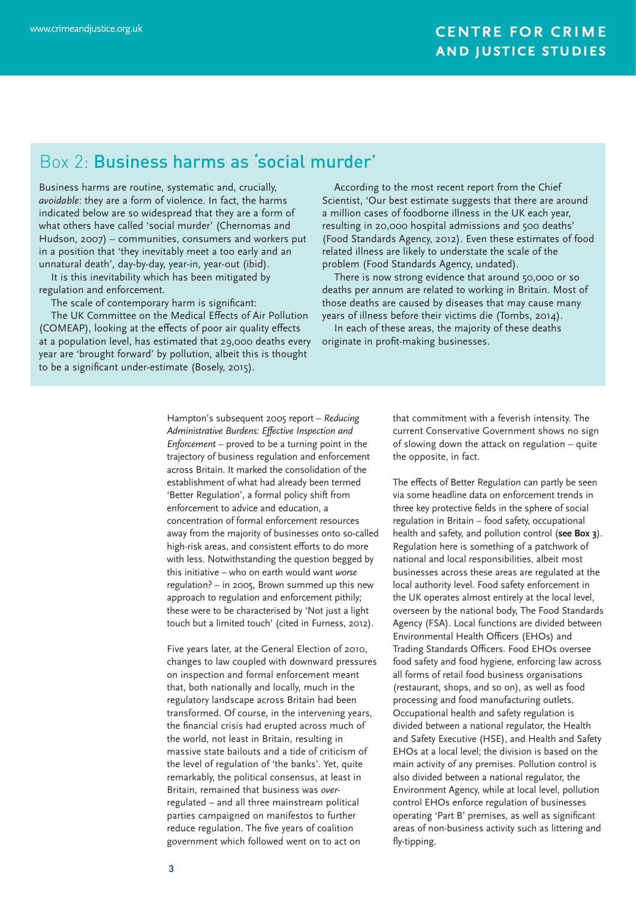## Box 2: Business harms as 'social murder'

Business harms are routine, systematic and, crucially, *avoidable*: they are a form of violence. In fact, the harms indicated below are so widespread that they are a form of what others have called 'social murder' (Chernomas and Hudson, 2007) – communities, consumers and workers put in a position that 'they inevitably meet a too early and an unnatural death', day-by-day, year-in, year-out (ibid).

It is this inevitability which has been mitigated by regulation and enforcement.

The scale of contemporary harm is significant:

The UK Committee on the Medical Effects of Air Pollution (COMEAP), looking at the effects of poor air quality effects at a population level, has estimated that 29,000 deaths every year are 'brought forward' by pollution, albeit this is thought to be a significant under-estimate (Bosely, 2015).

According to the most recent report from the Chief Scientist, 'Our best estimate suggests that there are around a million cases of foodborne illness in the UK each year, resulting in 20,000 hospital admissions and 500 deaths' (Food Standards Agency, 2012). Even these estimates of food related illness are likely to understate the scale of the problem (Food Standards Agency, undated).

There is now strong evidence that around 50,000 or so deaths per annum are related to working in Britain. Most of those deaths are caused by diseases that may cause many years of illness before their victims die (Tombs, 2014).

In each of these areas, the majority of these deaths originate in profit-making businesses.

Hampton's subsequent 2005 report – *Reducing Administrative Burdens: Effective Inspection and Enforcement* – proved to be a turning point in the trajectory of business regulation and enforcement across Britain. It marked the consolidation of the establishment of what had already been termed 'Better Regulation', a formal policy shift from enforcement to advice and education, a concentration of formal enforcement resources away from the majority of businesses onto so-called high-risk areas, and consistent efforts to do more with less. Notwithstanding the question begged by this initiative – who on earth would want *worse* regulation? – in 2005, Brown summed up this new approach to regulation and enforcement pithily; these were to be characterised by 'Not just a light touch but a limited touch' (cited in Furness, 2012).

Five years later, at the General Election of 2010, changes to law coupled with downward pressures on inspection and formal enforcement meant that, both nationally and locally, much in the regulatory landscape across Britain had been transformed. Of course, in the intervening years, the financial crisis had erupted across much of the world, not least in Britain, resulting in massive state bailouts and a tide of criticism of the level of regulation of 'the banks'. Yet, quite remarkably, the political consensus, at least in Britain, remained that business was *over*-regulated – and all three mainstream political parties campaigned on manifestos to further reduce regulation. The five years of coalition government which followed went on to act on that commitment with a feverish intensity. The current Conservative Government shows no sign of slowing down the attack on regulation – quite the opposite, in fact.

The effects of Better Regulation can partly be seen via some headline data on enforcement trends in three key protective fields in the sphere of social regulation in Britain – food safety, occupational health and safety, and pollution control (**see Box 3**). Regulation here is something of a patchwork of national and local responsibilities, albeit most businesses across these areas are regulated at the local authority level. Food safety enforcement in the UK operates almost entirely at the local level, overseen by the national body, The Food Standards Agency (FSA). Local functions are divided between Environmental Health Officers (EHOs) and Trading Standards Officers. Food EHOs oversee food safety and food hygiene, enforcing law across all forms of retail food business organisations (restaurant, shops, and so on), as well as food processing and food manufacturing outlets. Occupational health and safety regulation is divided between a national regulator, the Health and Safety Executive (HSE), and Health and Safety EHOs at a local level; the division is based on the main activity of any premises. Pollution control is also divided between a national regulator, the Environment Agency, while at local level, pollution control EHOs enforce regulation of businesses operating 'Part B' premises, as well as significant areas of non-business activity such as littering and fly-tipping.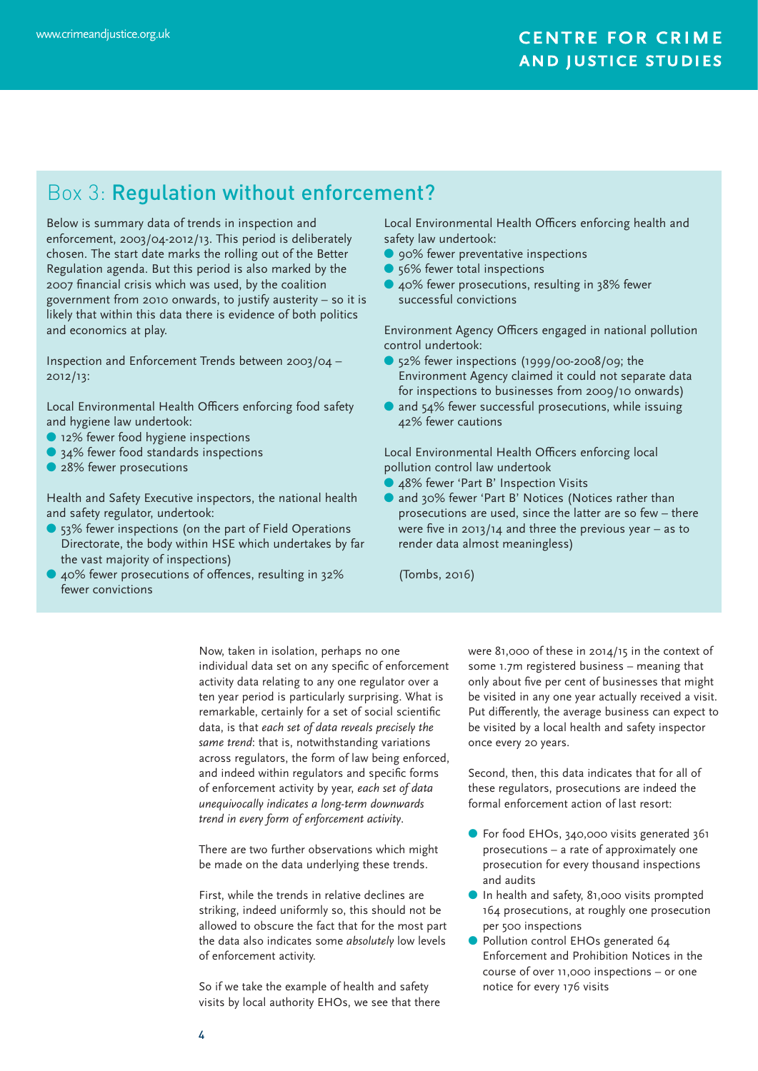## Box 3: **Regulation without enforcement?**

Below is summary data of trends in inspection and enforcement, 2003/04-2012/13. This period is deliberately chosen. The start date marks the rolling out of the Better Regulation agenda. But this period is also marked by the 2007 financial crisis which was used, by the coalition government from 2010 onwards, to justify austerity – so it is likely that within this data there is evidence of both politics and economics at play.

Inspection and Enforcement Trends between 2003/04 – 2012/13:

Local Environmental Health Officers enforcing food safety and hygiene law undertook:

- 12% fewer food hygiene inspections
- 34% fewer food standards inspections
- 28% fewer prosecutions

Health and Safety Executive inspectors, the national health and safety regulator, undertook:

- 53% fewer inspections (on the part of Field Operations Directorate, the body within HSE which undertakes by far the vast majority of inspections)
- 40% fewer prosecutions of offences, resulting in 32% fewer convictions

Local Environmental Health Officers enforcing health and safety law undertook:

- 90% fewer preventative inspections
- 56% fewer total inspections
- 40% fewer prosecutions, resulting in 38% fewer successful convictions

Environment Agency Officers engaged in national pollution control undertook:

- 52% fewer inspections (1999/00-2008/09; the Environment Agency claimed it could not separate data for inspections to businesses from 2009/10 onwards)
- and 54% fewer successful prosecutions, while issuing 42% fewer cautions

Local Environmental Health Officers enforcing local pollution control law undertook

- 48% fewer 'Part B' Inspection Visits
- and 30% fewer 'Part B' Notices (Notices rather than prosecutions are used, since the latter are so few – there were five in 2013/14 and three the previous year – as to render data almost meaningless)

(Tombs, 2016)

Now, taken in isolation, perhaps no one individual data set on any specific of enforcement activity data relating to any one regulator over a ten year period is particularly surprising. What is remarkable, certainly for a set of social scientific data, is that *each set of data reveals precisely the same trend*: that is, notwithstanding variations across regulators, the form of law being enforced, and indeed within regulators and specific forms of enforcement activity by year, *each set of data unequivocally indicates a long-term downwards trend in every form of enforcement activity*.

There are two further observations which might be made on the data underlying these trends.

First, while the trends in relative declines are striking, indeed uniformly so, this should not be allowed to obscure the fact that for the most part the data also indicates some *absolutely* low levels of enforcement activity.

So if we take the example of health and safety visits by local authority EHOs, we see that there were 81,000 of these in 2014/15 in the context of some 1.7m registered business – meaning that only about five per cent of businesses that might be visited in any one year actually received a visit. Put differently, the average business can expect to be visited by a local health and safety inspector once every 20 years.

Second, then, this data indicates that for all of these regulators, prosecutions are indeed the formal enforcement action of last resort:

- For food EHOs, 340,000 visits generated 361 prosecutions – a rate of approximately one prosecution for every thousand inspections and audits
- In health and safety, 81,000 visits prompted 164 prosecutions, at roughly one prosecution per 500 inspections
- Pollution control EHOs generated 64 Enforcement and Prohibition Notices in the course of over 11,000 inspections – or one notice for every 176 visits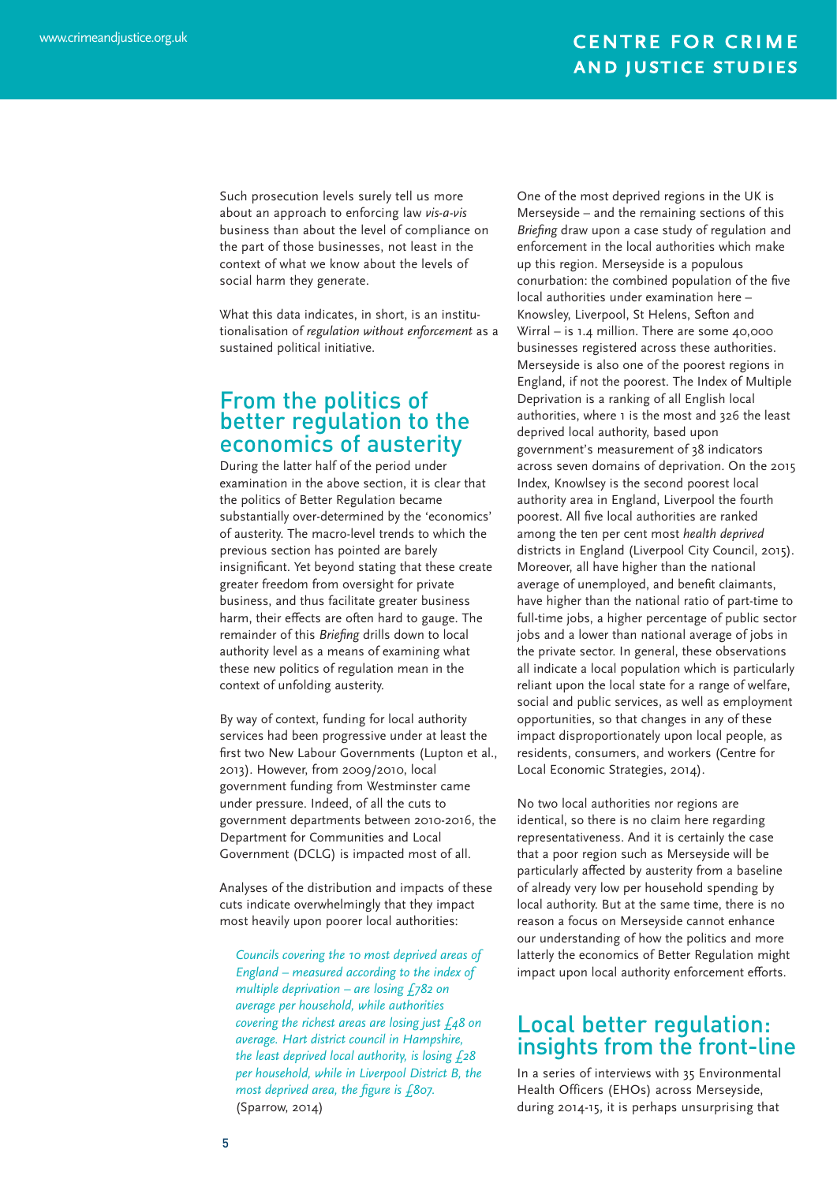Such prosecution levels surely tell us more about an approach to enforcing law *vis-a-vis* business than about the level of compliance on the part of those businesses, not least in the context of what we know about the levels of social harm they generate.

What this data indicates, in short, is an institutionalisation of *regulation without enforcement* as a sustained political initiative.

## From the politics of better regulation to the economics of austerity

During the latter half of the period under examination in the above section, it is clear that the politics of Better Regulation became substantially over-determined by the 'economics' of austerity. The macro-level trends to which the previous section has pointed are barely insignificant. Yet beyond stating that these create greater freedom from oversight for private business, and thus facilitate greater business harm, their effects are often hard to gauge. The remainder of this *Briefing* drills down to local authority level as a means of examining what these new politics of regulation mean in the context of unfolding austerity.

By way of context, funding for local authority services had been progressive under at least the first two New Labour Governments (Lupton et al., 2013). However, from 2009/2010, local government funding from Westminster came under pressure. Indeed, of all the cuts to government departments between 2010-2016, the Department for Communities and Local Government (DCLG) is impacted most of all.

Analyses of the distribution and impacts of these cuts indicate overwhelmingly that they impact most heavily upon poorer local authorities:

> *Councils covering the 10 most deprived areas of England – measured according to the index of multiple deprivation – are losing £782 on average per household, while authorities covering the richest areas are losing just £48 on average. Hart district council in Hampshire, the least deprived local authority, is losing £28 per household, while in Liverpool District B, the most deprived area, the figure is £807.* (Sparrow, 2014)

One of the most deprived regions in the UK is Merseyside – and the remaining sections of this *Briefing* draw upon a case study of regulation and enforcement in the local authorities which make up this region. Merseyside is a populous conurbation: the combined population of the five local authorities under examination here – Knowsley, Liverpool, St Helens, Sefton and Wirral – is 1.4 million. There are some 40,000 businesses registered across these authorities. Merseyside is also one of the poorest regions in England, if not the poorest. The Index of Multiple Deprivation is a ranking of all English local authorities, where 1 is the most and 326 the least deprived local authority, based upon government's measurement of 38 indicators across seven domains of deprivation. On the 2015 Index, Knowlsey is the second poorest local authority area in England, Liverpool the fourth poorest. All five local authorities are ranked among the ten per cent most *health deprived* districts in England (Liverpool City Council, 2015). Moreover, all have higher than the national average of unemployed, and benefit claimants, have higher than the national ratio of part-time to full-time jobs, a higher percentage of public sector jobs and a lower than national average of jobs in the private sector. In general, these observations all indicate a local population which is particularly reliant upon the local state for a range of welfare, social and public services, as well as employment opportunities, so that changes in any of these impact disproportionately upon local people, as residents, consumers, and workers (Centre for Local Economic Strategies, 2014).

No two local authorities nor regions are identical, so there is no claim here regarding representativeness. And it is certainly the case that a poor region such as Merseyside will be particularly affected by austerity from a baseline of already very low per household spending by local authority. But at the same time, there is no reason a focus on Merseyside cannot enhance our understanding of how the politics and more latterly the economics of Better Regulation might impact upon local authority enforcement efforts.

## Local better regulation: insights from the front-line

In a series of interviews with 35 Environmental Health Officers (EHOs) across Merseyside, during 2014-15, it is perhaps unsurprising that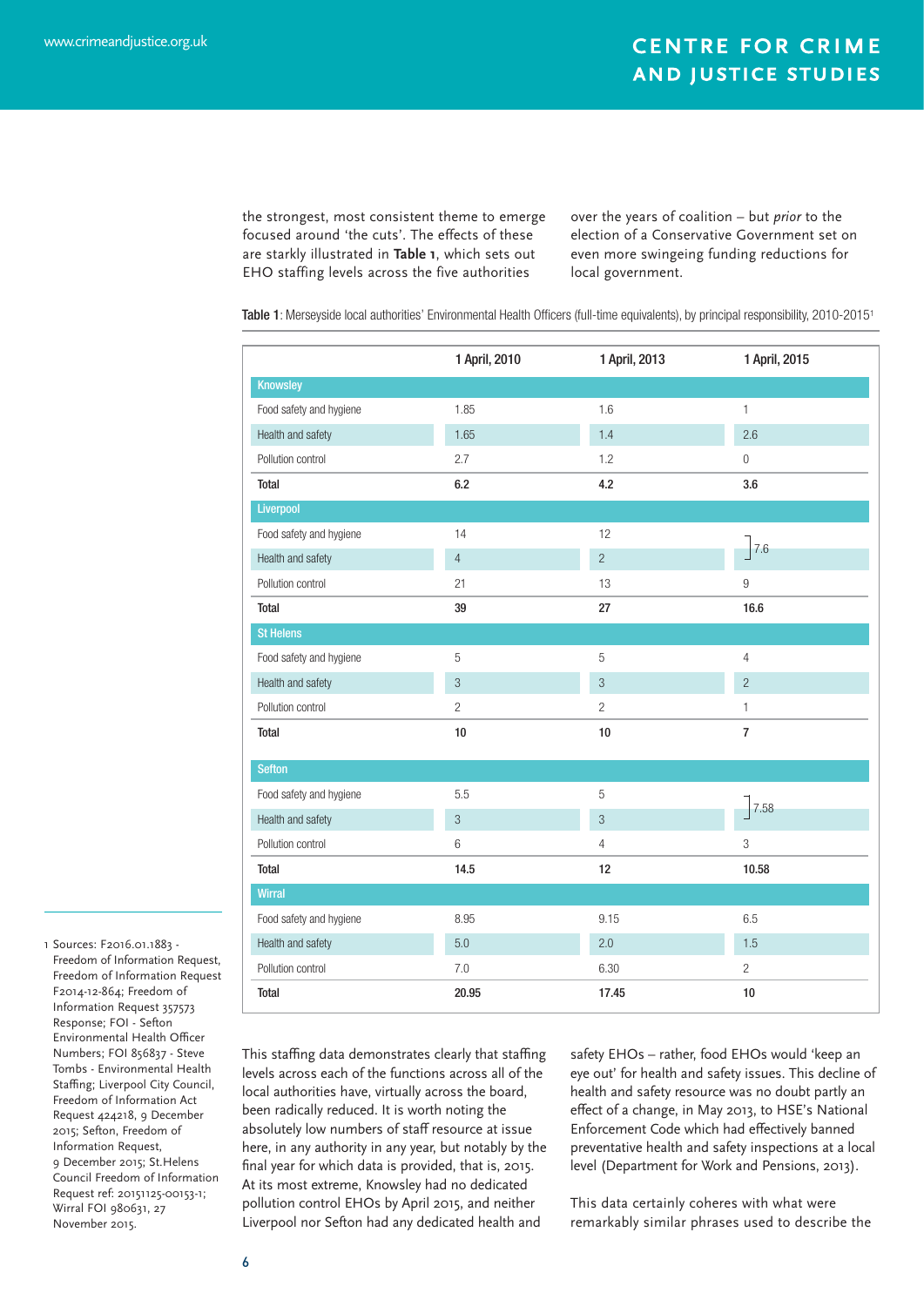the strongest, most consistent theme to emerge focused around 'the cuts'. The effects of these are starkly illustrated in **Table 1**, which sets out EHO staffing levels across the five authorities over the years of coalition – but *prior* to the election of a Conservative Government set on even more swingeing funding reductions for local government.

**Table 1**: Merseyside local authorities' Environmental Health Officers (full-time equivalents), by principal responsibility, 2010-2015[1]

| | 1 April, 2010 | 1 April, 2013 | 1 April, 2015 |
|---|---|---|---|
| **Knowsley** | | | |
| Food safety and hygiene | 1.85 | 1.6 | 1 |
| Health and safety | 1.65 | 1.4 | 2.6 |
| Pollution control | 2.7 | 1.2 | 0 |
| **Total** | **6.2** | **4.2** | **3.6** |
| **Liverpool** | | | |
| Food safety and hygiene | 14 | 12 | 7.6 (food safety and hygiene, and health and safety combined) |
| Health and safety | 4 | 2 | |
| Pollution control | 21 | 13 | 9 |
| **Total** | **39** | **27** | **16.6** |
| **St Helens** | | | |
| Food safety and hygiene | 5 | 5 | 4 |
| Health and safety | 3 | 3 | 2 |
| Pollution control | 2 | 2 | 1 |
| **Total** | **10** | **10** | **7** |
| **Sefton** | | | |
| Food safety and hygiene | 5.5 | 5 | 7.58 (food safety and hygiene, and health and safety combined) |
| Health and safety | 3 | 3 | |
| Pollution control | 6 | 4 | 3 |
| **Total** | **14.5** | **12** | **10.58** |
| **Wirral** | | | |
| Food safety and hygiene | 8.95 | 9.15 | 6.5 |
| Health and safety | 5.0 | 2.0 | 1.5 |
| Pollution control | 7.0 | 6.30 | 2 |
| **Total** | **20.95** | **17.45** | **10** |

This staffing data demonstrates clearly that staffing levels across each of the functions across all of the local authorities have, virtually across the board, been radically reduced. It is worth noting the absolutely low numbers of staff resource at issue here, in any authority in any year, but notably by the final year for which data is provided, that is, 2015. At its most extreme, Knowsley had no dedicated pollution control EHOs by April 2015, and neither Liverpool nor Sefton had any dedicated health and safety EHOs – rather, food EHOs would 'keep an eye out' for health and safety issues. This decline of health and safety resource was no doubt partly an effect of a change, in May 2013, to HSE's National Enforcement Code which had effectively banned preventative health and safety inspections at a local level (Department for Work and Pensions, 2013).

This data certainly coheres with what were remarkably similar phrases used to describe the

---

1 Sources: F2016.01.1883 - Freedom of Information Request, Freedom of Information Request F2014-12-864; Freedom of Information Request 357573 Response; FOI - Sefton Environmental Health Officer Numbers; FOI 856837 - Steve Tombs - Environmental Health Staffing; Liverpool City Council, Freedom of Information Act Request 424218, 9 December 2015; Sefton, Freedom of Information Request, 9 December 2015; St.Helens Council Freedom of Information Request ref: 20151125-00153-1; Wirral FOI 980631, 27 November 2015.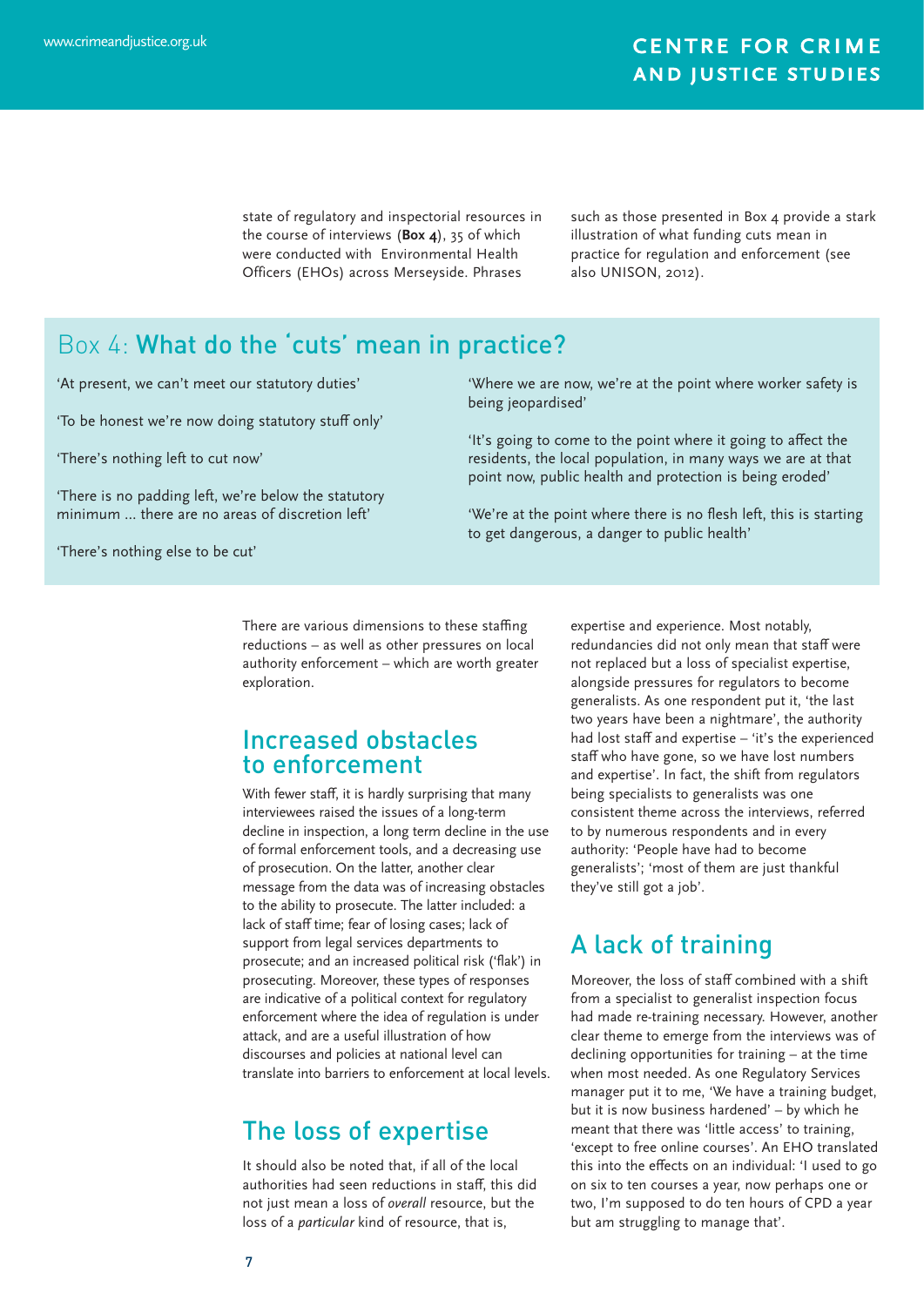state of regulatory and inspectorial resources in the course of interviews (**Box 4**), 35 of which were conducted with Environmental Health Officers (EHOs) across Merseyside. Phrases such as those presented in Box 4 provide a stark illustration of what funding cuts mean in practice for regulation and enforcement (see also UNISON, 2012).

## Box 4: What do the 'cuts' mean in practice?

'At present, we can't meet our statutory duties'

'To be honest we're now doing statutory stuff only'

'There's nothing left to cut now'

'There is no padding left, we're below the statutory minimum ... there are no areas of discretion left'

'There's nothing else to be cut'

'Where we are now, we're at the point where worker safety is being jeopardised'

'It's going to come to the point where it going to affect the residents, the local population, in many ways we are at that point now, public health and protection is being eroded'

'We're at the point where there is no flesh left, this is starting to get dangerous, a danger to public health'

There are various dimensions to these staffing reductions – as well as other pressures on local authority enforcement – which are worth greater exploration.

## Increased obstacles to enforcement

With fewer staff, it is hardly surprising that many interviewees raised the issues of a long-term decline in inspection, a long term decline in the use of formal enforcement tools, and a decreasing use of prosecution. On the latter, another clear message from the data was of increasing obstacles to the ability to prosecute. The latter included: a lack of staff time; fear of losing cases; lack of support from legal services departments to prosecute; and an increased political risk ('flak') in prosecuting. Moreover, these types of responses are indicative of a political context for regulatory enforcement where the idea of regulation is under attack, and are a useful illustration of how discourses and policies at national level can translate into barriers to enforcement at local levels.

## The loss of expertise

It should also be noted that, if all of the local authorities had seen reductions in staff, this did not just mean a loss of *overall* resource, but the loss of a *particular* kind of resource, that is, expertise and experience. Most notably, redundancies did not only mean that staff were not replaced but a loss of specialist expertise, alongside pressures for regulators to become generalists. As one respondent put it, 'the last two years have been a nightmare', the authority had lost staff and expertise – 'it's the experienced staff who have gone, so we have lost numbers and expertise'. In fact, the shift from regulators being specialists to generalists was one consistent theme across the interviews, referred to by numerous respondents and in every authority: 'People have had to become generalists'; 'most of them are just thankful they've still got a job'.

## A lack of training

Moreover, the loss of staff combined with a shift from a specialist to generalist inspection focus had made re-training necessary. However, another clear theme to emerge from the interviews was of declining opportunities for training – at the time when most needed. As one Regulatory Services manager put it to me, 'We have a training budget, but it is now business hardened' – by which he meant that there was 'little access' to training, 'except to free online courses'. An EHO translated this into the effects on an individual: 'I used to go on six to ten courses a year, now perhaps one or two, I'm supposed to do ten hours of CPD a year but am struggling to manage that'.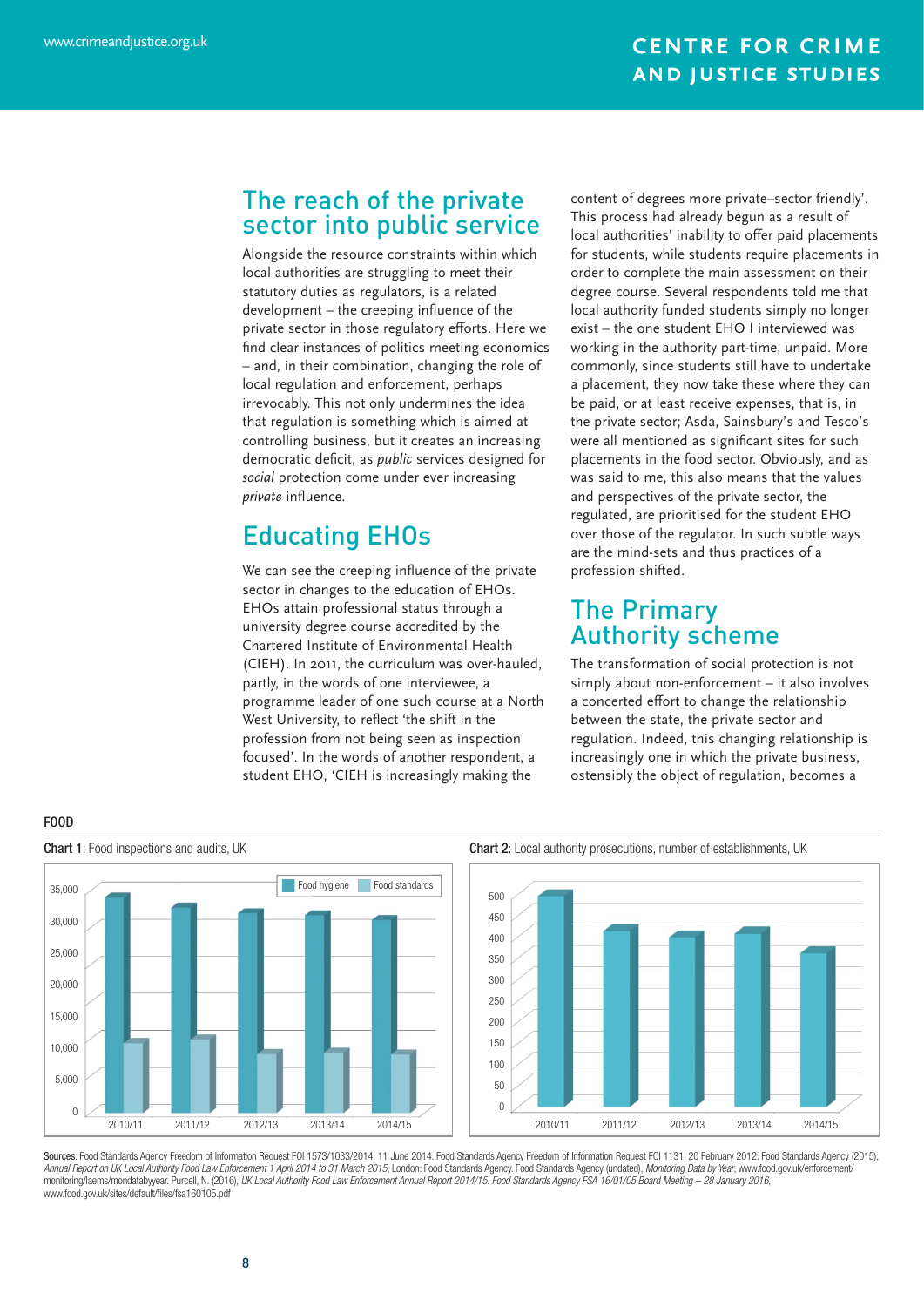## The reach of the private sector into public service

Alongside the resource constraints within which local authorities are struggling to meet their statutory duties as regulators, is a related development – the creeping influence of the private sector in those regulatory efforts. Here we find clear instances of politics meeting economics – and, in their combination, changing the role of local regulation and enforcement, perhaps irrevocably. This not only undermines the idea that regulation is something which is aimed at controlling business, but it creates an increasing democratic deficit, as *public* services designed for *social* protection come under ever increasing *private* influence.

## Educating EHOs

We can see the creeping influence of the private sector in changes to the education of EHOs. EHOs attain professional status through a university degree course accredited by the Chartered Institute of Environmental Health (CIEH). In 2011, the curriculum was over-hauled, partly, in the words of one interviewee, a programme leader of one such course at a North West University, to reflect 'the shift in the profession from not being seen as inspection focused'. In the words of another respondent, a student EHO, 'CIEH is increasingly making the content of degrees more private–sector friendly'. This process had already begun as a result of local authorities' inability to offer paid placements for students, while students require placements in order to complete the main assessment on their degree course. Several respondents told me that local authority funded students simply no longer exist – the one student EHO I interviewed was working in the authority part-time, unpaid. More commonly, since students still have to undertake a placement, they now take these where they can be paid, or at least receive expenses, that is, in the private sector; Asda, Sainsbury's and Tesco's were all mentioned as significant sites for such placements in the food sector. Obviously, and as was said to me, this also means that the values and perspectives of the private sector, the regulated, are prioritised for the student EHO over those of the regulator. In such subtle ways are the mind-sets and thus practices of a profession shifted.

## The Primary Authority scheme

The transformation of social protection is not simply about non-enforcement – it also involves a concerted effort to change the relationship between the state, the private sector and regulation. Indeed, this changing relationship is increasingly one in which the private business, ostensibly the object of regulation, becomes a

**FOOD**

**Chart 1**: Food inspections and audits, UK

| Year | Food hygiene | Food standards |
|---|---|---|
| 2010/11 | ~34,000 | ~9,500 |
| 2011/12 | ~32,500 | ~10,000 |
| 2012/13 | ~31,500 | ~8,000 |
| 2013/14 | ~31,000 | ~8,300 |
| 2014/15 | ~30,500 | ~8,000 |

**Chart 2**: Local authority prosecutions, number of establishments, UK

| Year | Prosecutions |
|---|---|
| 2010/11 | ~500 |
| 2011/12 | ~410 |
| 2012/13 | ~400 |
| 2013/14 | ~405 |
| 2014/15 | ~365 |

Sources: Food Standards Agency Freedom of Information Request FOI 1573/1033/2014, 11 June 2014. Food Standards Agency Freedom of Information Request FOI 1131, 20 February 2012. Food Standards Agency (2015), *Annual Report on UK Local Authority Food Law Enforcement 1 April 2014 to 31 March 2015*, London: Food Standards Agency. Food Standards Agency (undated), *Monitoring Data by Year*, www.food.gov.uk/enforcement/monitoring/laems/mondatabyyear. Purcell, N. (2016), *UK Local Authority Food Law Enforcement Annual Report 2014/15. Food Standards Agency FSA 16/01/05 Board Meeting – 28 January 2016*, www.food.gov.uk/sites/default/files/fsa160105.pdf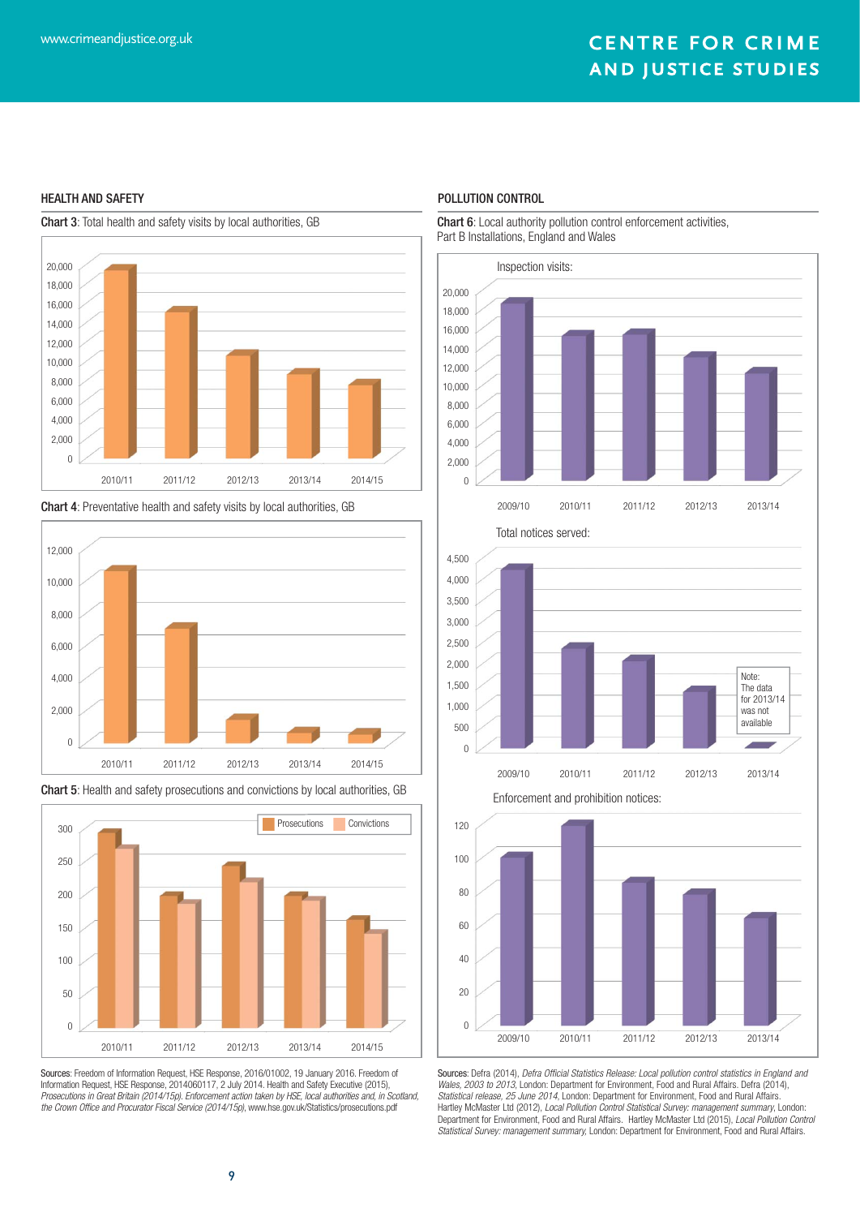## HEALTH AND SAFETY

**Chart 3**: Total health and safety visits by local authorities, GB

**Chart 4**: Preventative health and safety visits by local authorities, GB

**Chart 5**: Health and safety prosecutions and convictions by local authorities, GB

Sources: Freedom of Information Request, HSE Response, 2016/01002, 19 January 2016. Freedom of Information Request, HSE Response, 2014060117, 2 July 2014. Health and Safety Executive (2015), *Prosecutions in Great Britain (2014/15p). Enforcement action taken by HSE, local authorities and, in Scotland, the Crown Office and Procurator Fiscal Service (2014/15p)*, www.hse.gov.uk/Statistics/prosecutions.pdf

## POLLUTION CONTROL

**Chart 6**: Local authority pollution control enforcement activities, Part B Installations, England and Wales

Inspection visits:

Total notices served:

Note: The data for 2013/14 was not available

Enforcement and prohibition notices:

Sources: Defra (2014), *Defra Official Statistics Release: Local pollution control statistics in England and Wales, 2003 to 2013, Statistical release, 25 June 2014*, London: Department for Environment, Food and Rural Affairs. Defra (2014), *Statistical release, 25 June 2014*, London: Department for Environment, Food and Rural Affairs. Hartley McMaster Ltd (2012), *Local Pollution Control Statistical Survey: management summary*, London: Department for Environment, Food and Rural Affairs. Hartley McMaster Ltd (2015), *Local Pollution Control Statistical Survey: management summary*, London: Department for Environment, Food and Rural Affairs.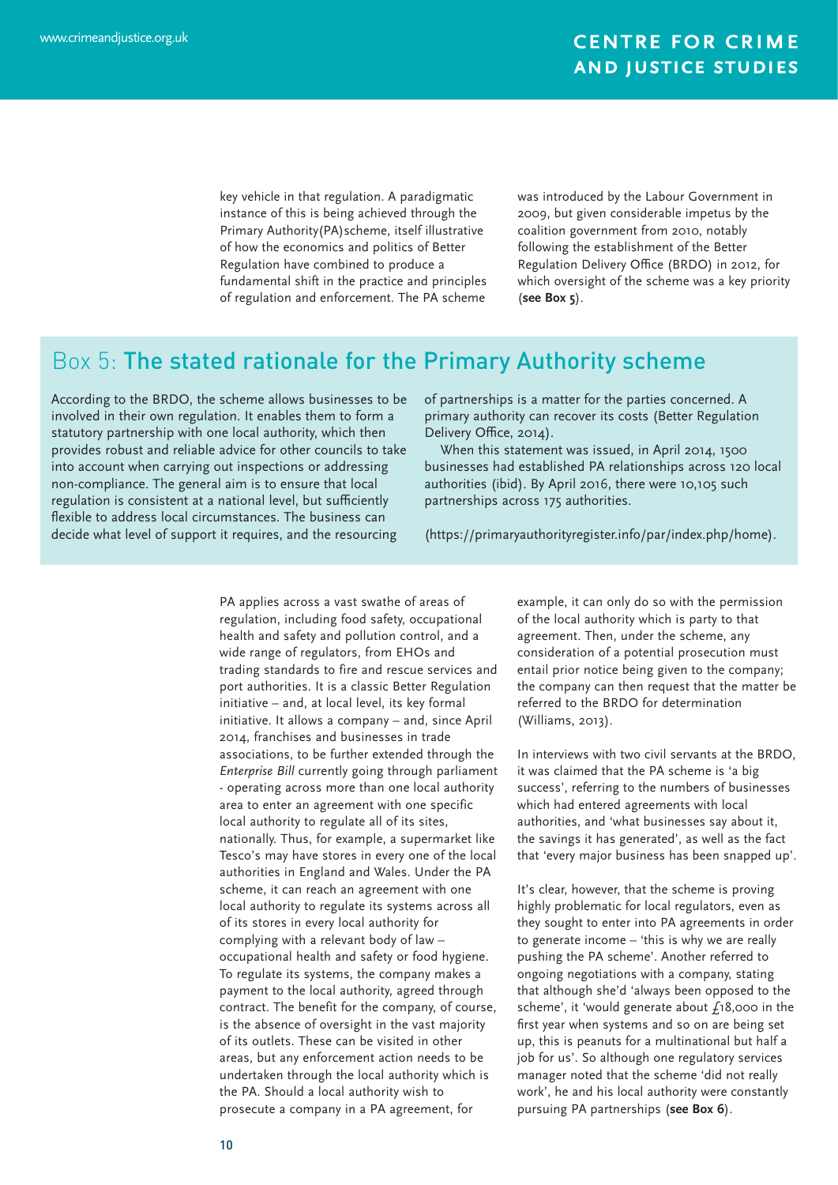key vehicle in that regulation. A paradigmatic instance of this is being achieved through the Primary Authority(PA)scheme, itself illustrative of how the economics and politics of Better Regulation have combined to produce a fundamental shift in the practice and principles of regulation and enforcement. The PA scheme was introduced by the Labour Government in 2009, but given considerable impetus by the coalition government from 2010, notably following the establishment of the Better Regulation Delivery Office (BRDO) in 2012, for which oversight of the scheme was a key priority (**see Box 5**).

## Box 5: The stated rationale for the Primary Authority scheme

According to the BRDO, the scheme allows businesses to be involved in their own regulation. It enables them to form a statutory partnership with one local authority, which then provides robust and reliable advice for other councils to take into account when carrying out inspections or addressing non-compliance. The general aim is to ensure that local regulation is consistent at a national level, but sufficiently flexible to address local circumstances. The business can decide what level of support it requires, and the resourcing of partnerships is a matter for the parties concerned. A primary authority can recover its costs (Better Regulation Delivery Office, 2014).

When this statement was issued, in April 2014, 1500 businesses had established PA relationships across 120 local authorities (ibid). By April 2016, there were 10,105 such partnerships across 175 authorities.

(https://primaryauthorityregister.info/par/index.php/home).

PA applies across a vast swathe of areas of regulation, including food safety, occupational health and safety and pollution control, and a wide range of regulators, from EHOs and trading standards to fire and rescue services and port authorities. It is a classic Better Regulation initiative – and, at local level, its key formal initiative. It allows a company – and, since April 2014, franchises and businesses in trade associations, to be further extended through the *Enterprise Bill* currently going through parliament - operating across more than one local authority area to enter an agreement with one specific local authority to regulate all of its sites, nationally. Thus, for example, a supermarket like Tesco's may have stores in every one of the local authorities in England and Wales. Under the PA scheme, it can reach an agreement with one local authority to regulate its systems across all of its stores in every local authority for complying with a relevant body of law – occupational health and safety or food hygiene. To regulate its systems, the company makes a payment to the local authority, agreed through contract. The benefit for the company, of course, is the absence of oversight in the vast majority of its outlets. These can be visited in other areas, but any enforcement action needs to be undertaken through the local authority which is the PA. Should a local authority wish to prosecute a company in a PA agreement, for example, it can only do so with the permission of the local authority which is party to that agreement. Then, under the scheme, any consideration of a potential prosecution must entail prior notice being given to the company; the company can then request that the matter be referred to the BRDO for determination (Williams, 2013).

In interviews with two civil servants at the BRDO, it was claimed that the PA scheme is 'a big success', referring to the numbers of businesses which had entered agreements with local authorities, and 'what businesses say about it, the savings it has generated', as well as the fact that 'every major business has been snapped up'.

It's clear, however, that the scheme is proving highly problematic for local regulators, even as they sought to enter into PA agreements in order to generate income – 'this is why we are really pushing the PA scheme'. Another referred to ongoing negotiations with a company, stating that although she'd 'always been opposed to the scheme', it 'would generate about £18,000 in the first year when systems and so on are being set up, this is peanuts for a multinational but half a job for us'. So although one regulatory services manager noted that the scheme 'did not really work', he and his local authority were constantly pursuing PA partnerships (**see Box 6**).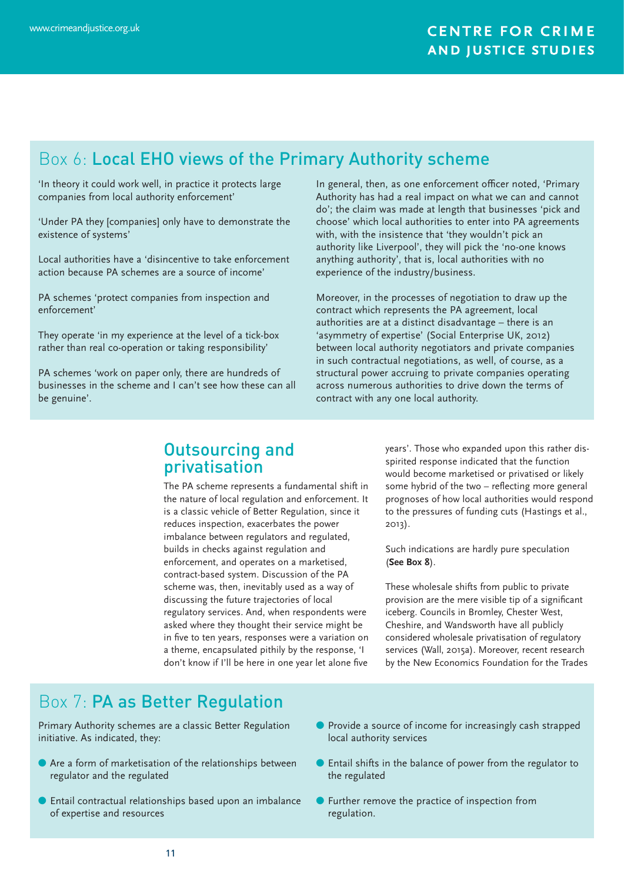## Box 6: Local EHO views of the Primary Authority scheme

'In theory it could work well, in practice it protects large companies from local authority enforcement'

'Under PA they [companies] only have to demonstrate the existence of systems'

Local authorities have a 'disincentive to take enforcement action because PA schemes are a source of income'

PA schemes 'protect companies from inspection and enforcement'

They operate 'in my experience at the level of a tick-box rather than real co-operation or taking responsibility'

PA schemes 'work on paper only, there are hundreds of businesses in the scheme and I can't see how these can all be genuine'.

In general, then, as one enforcement officer noted, 'Primary Authority has had a real impact on what we can and cannot do'; the claim was made at length that businesses 'pick and choose' which local authorities to enter into PA agreements with, with the insistence that 'they wouldn't pick an authority like Liverpool', they will pick the 'no-one knows anything authority', that is, local authorities with no experience of the industry/business.

Moreover, in the processes of negotiation to draw up the contract which represents the PA agreement, local authorities are at a distinct disadvantage – there is an 'asymmetry of expertise' (Social Enterprise UK, 2012) between local authority negotiators and private companies in such contractual negotiations, as well, of course, as a structural power accruing to private companies operating across numerous authorities to drive down the terms of contract with any one local authority.

## Outsourcing and privatisation

The PA scheme represents a fundamental shift in the nature of local regulation and enforcement. It is a classic vehicle of Better Regulation, since it reduces inspection, exacerbates the power imbalance between regulators and regulated, builds in checks against regulation and enforcement, and operates on a marketised, contract-based system. Discussion of the PA scheme was, then, inevitably used as a way of discussing the future trajectories of local regulatory services. And, when respondents were asked where they thought their service might be in five to ten years, responses were a variation on a theme, encapsulated pithily by the response, 'I don't know if I'll be here in one year let alone five years'. Those who expanded upon this rather dispirited response indicated that the function would become marketised or privatised or likely some hybrid of the two – reflecting more general prognoses of how local authorities would respond to the pressures of funding cuts (Hastings et al., 2013).

Such indications are hardly pure speculation (**See Box 8**).

These wholesale shifts from public to private provision are the mere visible tip of a significant iceberg. Councils in Bromley, Chester West, Cheshire, and Wandsworth have all publicly considered wholesale privatisation of regulatory services (Wall, 2015a). Moreover, recent research by the New Economics Foundation for the Trades

## Box 7: PA as Better Regulation

Primary Authority schemes are a classic Better Regulation initiative. As indicated, they:

- Are a form of marketisation of the relationships between regulator and the regulated
- Entail contractual relationships based upon an imbalance of expertise and resources
- Provide a source of income for increasingly cash strapped local authority services
- Entail shifts in the balance of power from the regulator to the regulated
- Further remove the practice of inspection from regulation.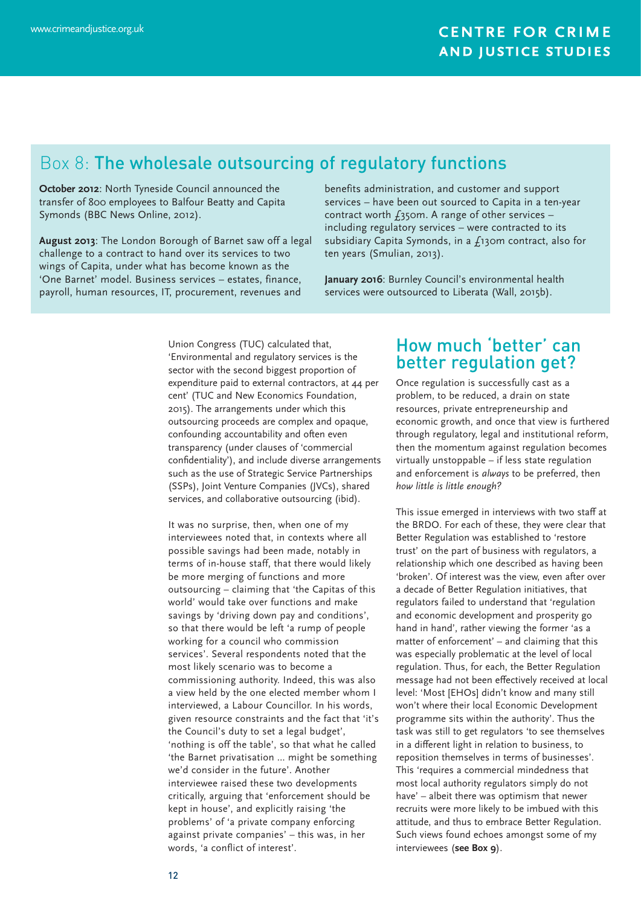## Box 8: The wholesale outsourcing of regulatory functions

**October 2012**: North Tyneside Council announced the transfer of 800 employees to Balfour Beatty and Capita Symonds (BBC News Online, 2012).

**August 2013**: The London Borough of Barnet saw off a legal challenge to a contract to hand over its services to two wings of Capita, under what has become known as the 'One Barnet' model. Business services – estates, finance, payroll, human resources, IT, procurement, revenues and benefits administration, and customer and support services – have been out sourced to Capita in a ten-year contract worth £350m. A range of other services – including regulatory services – were contracted to its subsidiary Capita Symonds, in a £130m contract, also for ten years (Smulian, 2013).

**January 2016**: Burnley Council's environmental health services were outsourced to Liberata (Wall, 2015b).

Union Congress (TUC) calculated that, 'Environmental and regulatory services is the sector with the second biggest proportion of expenditure paid to external contractors, at 44 per cent' (TUC and New Economics Foundation, 2015). The arrangements under which this outsourcing proceeds are complex and opaque, confounding accountability and often even transparency (under clauses of 'commercial confidentiality'), and include diverse arrangements such as the use of Strategic Service Partnerships (SSPs), Joint Venture Companies (JVCs), shared services, and collaborative outsourcing (ibid).

It was no surprise, then, when one of my interviewees noted that, in contexts where all possible savings had been made, notably in terms of in-house staff, that there would likely be more merging of functions and more outsourcing – claiming that 'the Capitas of this world' would take over functions and make savings by 'driving down pay and conditions', so that there would be left 'a rump of people working for a council who commission services'. Several respondents noted that the most likely scenario was to become a commissioning authority. Indeed, this was also a view held by the one elected member whom I interviewed, a Labour Councillor. In his words, given resource constraints and the fact that 'it's the Council's duty to set a legal budget', 'nothing is off the table', so that what he called 'the Barnet privatisation ... might be something we'd consider in the future'. Another interviewee raised these two developments critically, arguing that 'enforcement should be kept in house', and explicitly raising 'the problems' of 'a private company enforcing against private companies' – this was, in her words, 'a conflict of interest'.

## How much 'better' can better regulation get?

Once regulation is successfully cast as a problem, to be reduced, a drain on state resources, private entrepreneurship and economic growth, and once that view is furthered through regulatory, legal and institutional reform, then the momentum against regulation becomes virtually unstoppable – if less state regulation and enforcement is *always* to be preferred, then *how little is little enough?*

This issue emerged in interviews with two staff at the BRDO. For each of these, they were clear that Better Regulation was established to 'restore trust' on the part of business with regulators, a relationship which one described as having been 'broken'. Of interest was the view, even after over a decade of Better Regulation initiatives, that regulators failed to understand that 'regulation and economic development and prosperity go hand in hand', rather viewing the former 'as a matter of enforcement' – and claiming that this was especially problematic at the level of local regulation. Thus, for each, the Better Regulation message had not been effectively received at local level: 'Most [EHOs] didn't know and many still won't where their local Economic Development programme sits within the authority'. Thus the task was still to get regulators 'to see themselves in a different light in relation to business, to reposition themselves in terms of businesses'. This 'requires a commercial mindedness that most local authority regulators simply do not have' – albeit there was optimism that newer recruits were more likely to be imbued with this attitude, and thus to embrace Better Regulation. Such views found echoes amongst some of my interviewees (**see Box 9**).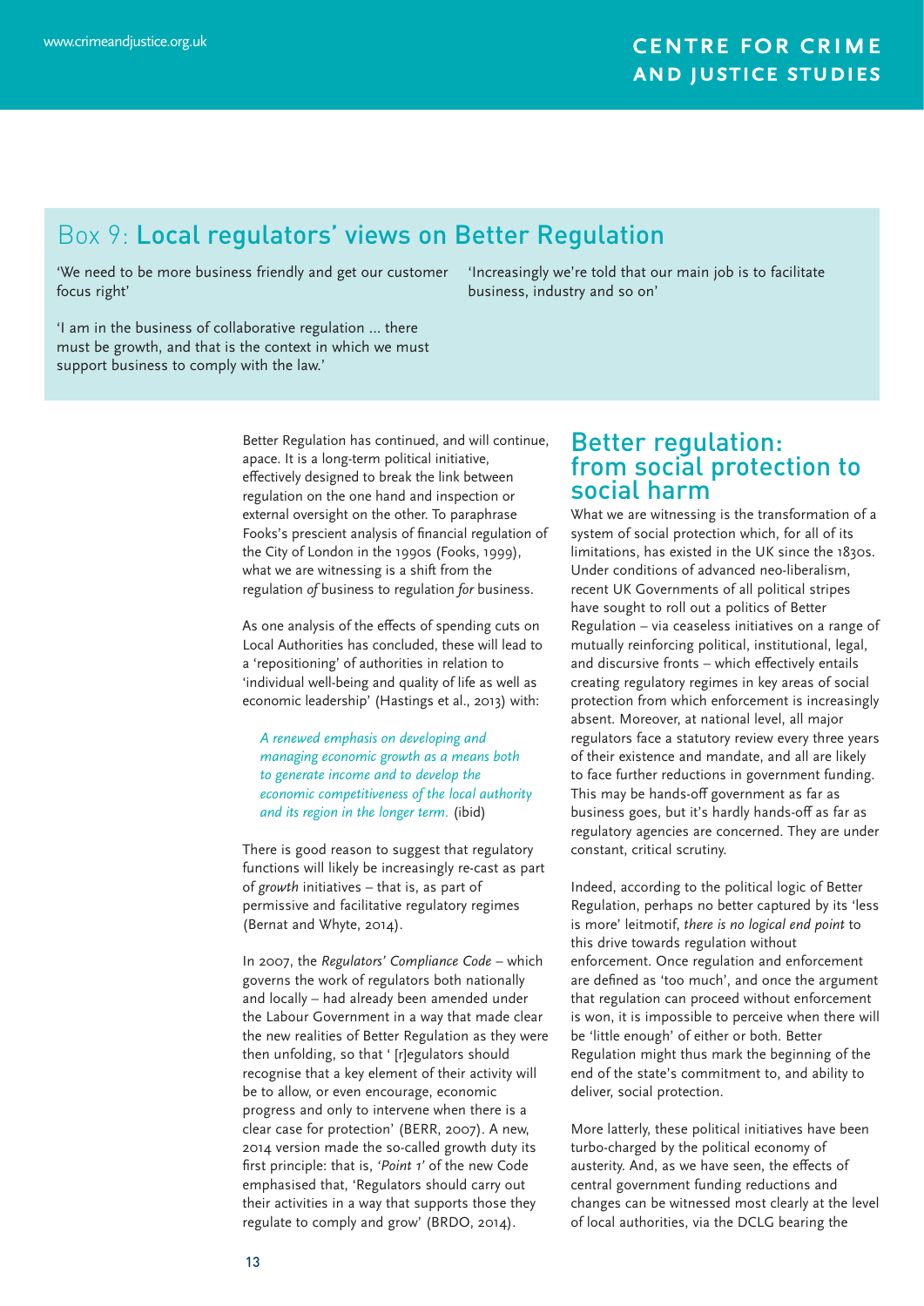## Box 9: Local regulators' views on Better Regulation

'We need to be more business friendly and get our customer focus right'

'Increasingly we're told that our main job is to facilitate business, industry and so on'

'I am in the business of collaborative regulation ... there must be growth, and that is the context in which we must support business to comply with the law.'

Better Regulation has continued, and will continue, apace. It is a long-term political initiative, effectively designed to break the link between regulation on the one hand and inspection or external oversight on the other. To paraphrase Fooks's prescient analysis of financial regulation of the City of London in the 1990s (Fooks, 1999), what we are witnessing is a shift from the regulation *of* business to regulation *for* business.

As one analysis of the effects of spending cuts on Local Authorities has concluded, these will lead to a 'repositioning' of authorities in relation to 'individual well-being and quality of life as well as economic leadership' (Hastings et al., 2013) with:

> *A renewed emphasis on developing and managing economic growth as a means both to generate income and to develop the economic competitiveness of the local authority and its region in the longer term.* (ibid)

There is good reason to suggest that regulatory functions will likely be increasingly re-cast as part of *growth* initiatives – that is, as part of permissive and facilitative regulatory regimes (Bernat and Whyte, 2014).

In 2007, the *Regulators' Compliance Code* – which governs the work of regulators both nationally and locally – had already been amended under the Labour Government in a way that made clear the new realities of Better Regulation as they were then unfolding, so that ' [r]egulators should recognise that a key element of their activity will be to allow, or even encourage, economic progress and only to intervene when there is a clear case for protection' (BERR, 2007). A new, 2014 version made the so-called growth duty its first principle: that is, '*Point 1*' of the new Code emphasised that, 'Regulators should carry out their activities in a way that supports those they regulate to comply and grow' (BRDO, 2014).

## Better regulation: from social protection to social harm

What we are witnessing is the transformation of a system of social protection which, for all of its limitations, has existed in the UK since the 1830s. Under conditions of advanced neo-liberalism, recent UK Governments of all political stripes have sought to roll out a politics of Better Regulation – via ceaseless initiatives on a range of mutually reinforcing political, institutional, legal, and discursive fronts – which effectively entails creating regulatory regimes in key areas of social protection from which enforcement is increasingly absent. Moreover, at national level, all major regulators face a statutory review every three years of their existence and mandate, and all are likely to face further reductions in government funding. This may be hands-off government as far as business goes, but it's hardly hands-off as far as regulatory agencies are concerned. They are under constant, critical scrutiny.

Indeed, according to the political logic of Better Regulation, perhaps no better captured by its 'less is more' leitmotif, *there is no logical end point* to this drive towards regulation without enforcement. Once regulation and enforcement are defined as 'too much', and once the argument that regulation can proceed without enforcement is won, it is impossible to perceive when there will be 'little enough' of either or both. Better Regulation might thus mark the beginning of the end of the state's commitment to, and ability to deliver, social protection.

More latterly, these political initiatives have been turbo-charged by the political economy of austerity. And, as we have seen, the effects of central government funding reductions and changes can be witnessed most clearly at the level of local authorities, via the DCLG bearing the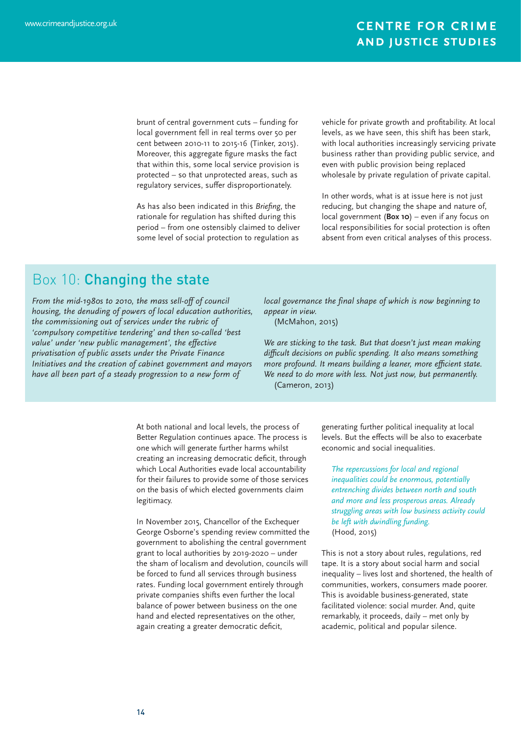brunt of central government cuts – funding for local government fell in real terms over 50 per cent between 2010-11 to 2015-16 (Tinker, 2015). Moreover, this aggregate figure masks the fact that within this, some local service provision is protected – so that unprotected areas, such as regulatory services, suffer disproportionately.

As has also been indicated in this *Briefing*, the rationale for regulation has shifted during this period – from one ostensibly claimed to deliver some level of social protection to regulation as vehicle for private growth and profitability. At local levels, as we have seen, this shift has been stark, with local authorities increasingly servicing private business rather than providing public service, and even with public provision being replaced wholesale by private regulation of private capital.

In other words, what is at issue here is not just reducing, but changing the shape and nature of, local government (**Box 10**) – even if any focus on local responsibilities for social protection is often absent from even critical analyses of this process.

## Box 10: **Changing the state**

*From the mid-1980s to 2010, the mass sell-off of council housing, the denuding of powers of local education authorities, the commissioning out of services under the rubric of 'compulsory competitive tendering' and then so-called 'best value' under 'new public management', the effective privatisation of public assets under the Private Finance Initiatives and the creation of cabinet government and mayors have all been part of a steady progression to a new form of local governance the final shape of which is now beginning to appear in view.*
(McMahon, 2015)

*We are sticking to the task. But that doesn't just mean making difficult decisions on public spending. It also means something more profound. It means building a leaner, more efficient state. We need to do more with less. Not just now, but permanently.*
(Cameron, 2013)

At both national and local levels, the process of Better Regulation continues apace. The process is one which will generate further harms whilst creating an increasing democratic deficit, through which Local Authorities evade local accountability for their failures to provide some of those services on the basis of which elected governments claim legitimacy.

In November 2015, Chancellor of the Exchequer George Osborne's spending review committed the government to abolishing the central government grant to local authorities by 2019-2020 – under the sham of localism and devolution, councils will be forced to fund all services through business rates. Funding local government entirely through private companies shifts even further the local balance of power between business on the one hand and elected representatives on the other, again creating a greater democratic deficit, generating further political inequality at local levels. But the effects will be also to exacerbate economic and social inequalities.

> *The repercussions for local and regional inequalities could be enormous, potentially entrenching divides between north and south and more and less prosperous areas. Already struggling areas with low business activity could be left with dwindling funding.*
> (Hood, 2015)

This is not a story about rules, regulations, red tape. It is a story about social harm and social inequality – lives lost and shortened, the health of communities, workers, consumers made poorer. This is avoidable business-generated, state facilitated violence: social murder. And, quite remarkably, it proceeds, daily – met only by academic, political and popular silence.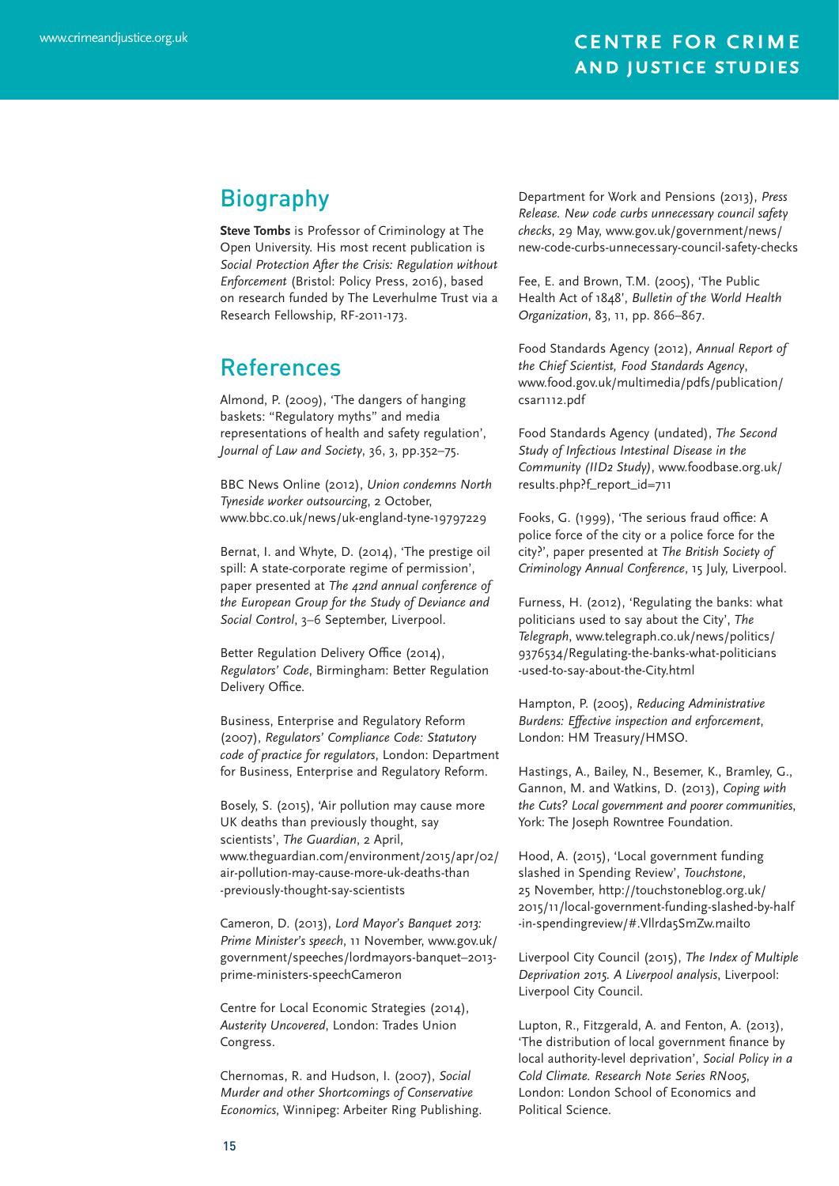## Biography

**Steve Tombs** is Professor of Criminology at The Open University. His most recent publication is *Social Protection After the Crisis: Regulation without Enforcement* (Bristol: Policy Press, 2016), based on research funded by The Leverhulme Trust via a Research Fellowship, RF-2011-173.

## References

Almond, P. (2009), 'The dangers of hanging baskets: "Regulatory myths" and media representations of health and safety regulation', *Journal of Law and Society*, 36, 3, pp.352–75.

BBC News Online (2012), *Union condemns North Tyneside worker outsourcing*, 2 October, www.bbc.co.uk/news/uk-england-tyne-19797229

Bernat, I. and Whyte, D. (2014), 'The prestige oil spill: A state-corporate regime of permission', paper presented at *The 42nd annual conference of the European Group for the Study of Deviance and Social Control*, 3–6 September, Liverpool.

Better Regulation Delivery Office (2014), *Regulators' Code*, Birmingham: Better Regulation Delivery Office.

Business, Enterprise and Regulatory Reform (2007), *Regulators' Compliance Code: Statutory code of practice for regulators*, London: Department for Business, Enterprise and Regulatory Reform.

Bosely, S. (2015), 'Air pollution may cause more UK deaths than previously thought, say scientists', *The Guardian*, 2 April, www.theguardian.com/environment/2015/apr/02/air-pollution-may-cause-more-uk-deaths-than-previously-thought-say-scientists

Cameron, D. (2013), *Lord Mayor's Banquet 2013: Prime Minister's speech*, 11 November, www.gov.uk/government/speeches/lordmayors-banquet–2013-prime-ministers-speechCameron

Centre for Local Economic Strategies (2014), *Austerity Uncovered*, London: Trades Union Congress.

Chernomas, R. and Hudson, I. (2007), *Social Murder and other Shortcomings of Conservative Economics*, Winnipeg: Arbeiter Ring Publishing.

Department for Work and Pensions (2013), *Press Release. New code curbs unnecessary council safety checks*, 29 May, www.gov.uk/government/news/new-code-curbs-unnecessary-council-safety-checks

Fee, E. and Brown, T.M. (2005), 'The Public Health Act of 1848', *Bulletin of the World Health Organization*, 83, 11, pp. 866–867.

Food Standards Agency (2012), *Annual Report of the Chief Scientist, Food Standards Agency*, www.food.gov.uk/multimedia/pdfs/publication/csar1112.pdf

Food Standards Agency (undated), *The Second Study of Infectious Intestinal Disease in the Community (IID2 Study)*, www.foodbase.org.uk/results.php?f_report_id=711

Fooks, G. (1999), 'The serious fraud office: A police force of the city or a police force for the city?', paper presented at *The British Society of Criminology Annual Conference*, 15 July, Liverpool.

Furness, H. (2012), 'Regulating the banks: what politicians used to say about the City', *The Telegraph*, www.telegraph.co.uk/news/politics/9376534/Regulating-the-banks-what-politicians-used-to-say-about-the-City.html

Hampton, P. (2005), *Reducing Administrative Burdens: Effective inspection and enforcement*, London: HM Treasury/HMSO.

Hastings, A., Bailey, N., Besemer, K., Bramley, G., Gannon, M. and Watkins, D. (2013), *Coping with the Cuts? Local government and poorer communities*, York: The Joseph Rowntree Foundation.

Hood, A. (2015), 'Local government funding slashed in Spending Review', *Touchstone*, 25 November, http://touchstoneblog.org.uk/2015/11/local-government-funding-slashed-by-half-in-spendingreview/#.Vllrda5SmZw.mailto

Liverpool City Council (2015), *The Index of Multiple Deprivation 2015. A Liverpool analysis*, Liverpool: Liverpool City Council.

Lupton, R., Fitzgerald, A. and Fenton, A. (2013), 'The distribution of local government finance by local authority-level deprivation', *Social Policy in a Cold Climate. Research Note Series RN005*, London: London School of Economics and Political Science.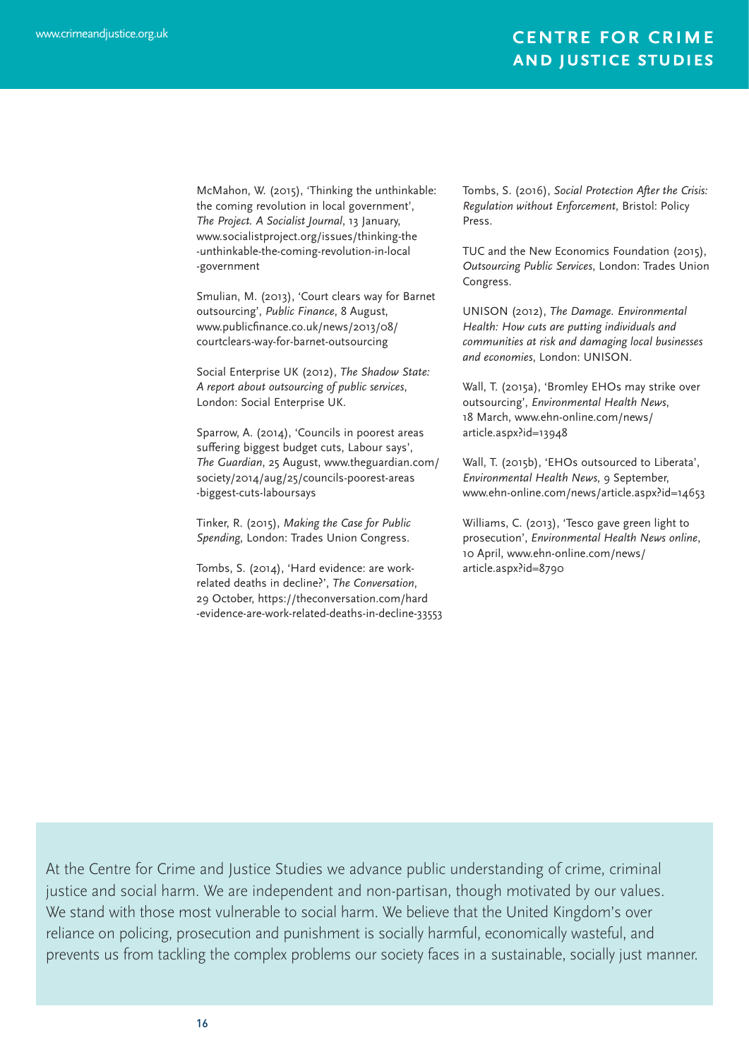McMahon, W. (2015), 'Thinking the unthinkable: the coming revolution in local government', *The Project. A Socialist Journal*, 13 January, www.socialistproject.org/issues/thinking-the-unthinkable-the-coming-revolution-in-local-government

Smulian, M. (2013), 'Court clears way for Barnet outsourcing', *Public Finance*, 8 August, www.publicfinance.co.uk/news/2013/08/courtclears-way-for-barnet-outsourcing

Social Enterprise UK (2012), *The Shadow State: A report about outsourcing of public services*, London: Social Enterprise UK.

Sparrow, A. (2014), 'Councils in poorest areas suffering biggest budget cuts, Labour says', *The Guardian*, 25 August, www.theguardian.com/society/2014/aug/25/councils-poorest-areas-biggest-cuts-laboursays

Tinker, R. (2015), *Making the Case for Public Spending*, London: Trades Union Congress.

Tombs, S. (2014), 'Hard evidence: are work-related deaths in decline?', *The Conversation*, 29 October, https://theconversation.com/hard-evidence-are-work-related-deaths-in-decline-33553

Tombs, S. (2016), *Social Protection After the Crisis: Regulation without Enforcement*, Bristol: Policy Press.

TUC and the New Economics Foundation (2015), *Outsourcing Public Services*, London: Trades Union Congress.

UNISON (2012), *The Damage. Environmental Health: How cuts are putting individuals and communities at risk and damaging local businesses and economies*, London: UNISON.

Wall, T. (2015a), 'Bromley EHOs may strike over outsourcing', *Environmental Health News*, 18 March, www.ehn-online.com/news/article.aspx?id=13948

Wall, T. (2015b), 'EHOs outsourced to Liberata', *Environmental Health News*, 9 September, www.ehn-online.com/news/article.aspx?id=14653

Williams, C. (2013), 'Tesco gave green light to prosecution', *Environmental Health News online*, 10 April, www.ehn-online.com/news/article.aspx?id=8790

At the Centre for Crime and Justice Studies we advance public understanding of crime, criminal justice and social harm. We are independent and non-partisan, though motivated by our values. We stand with those most vulnerable to social harm. We believe that the United Kingdom's over reliance on policing, prosecution and punishment is socially harmful, economically wasteful, and prevents us from tackling the complex problems our society faces in a sustainable, socially just manner.